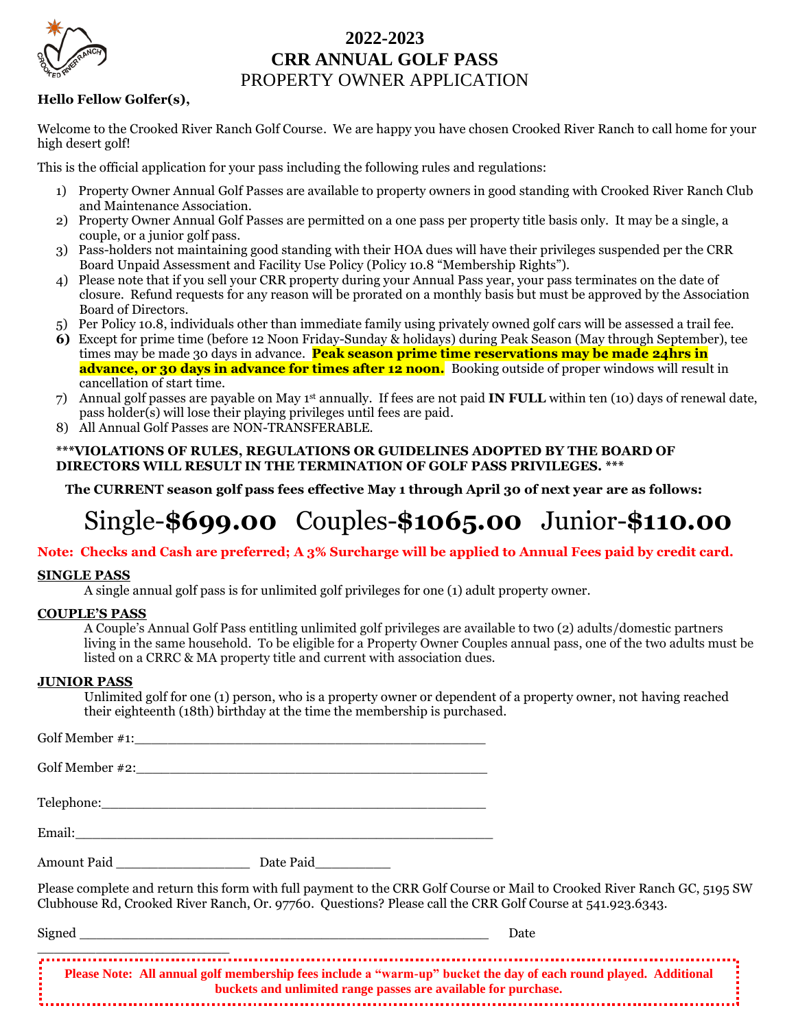# 2022-2023
# CRR ANNUAL GOLF PASS
## PROPERTY OWNER APPLICATION

**Hello Fellow Golfer(s),**

Welcome to the Crooked River Ranch Golf Course. We are happy you have chosen Crooked River Ranch to call home for your high desert golf!

This is the official application for your pass including the following rules and regulations:

1) Property Owner Annual Golf Passes are available to property owners in good standing with Crooked River Ranch Club and Maintenance Association.
2) Property Owner Annual Golf Passes are permitted on a one pass per property title basis only. It may be a single, a couple, or a junior golf pass.
3) Pass-holders not maintaining good standing with their HOA dues will have their privileges suspended per the CRR Board Unpaid Assessment and Facility Use Policy (Policy 10.8 "Membership Rights").
4) Please note that if you sell your CRR property during your Annual Pass year, your pass terminates on the date of closure. Refund requests for any reason will be prorated on a monthly basis but must be approved by the Association Board of Directors.
5) Per Policy 10.8, individuals other than immediate family using privately owned golf cars will be assessed a trail fee.
6) Except for prime time (before 12 Noon Friday-Sunday & holidays) during Peak Season (May through September), tee times may be made 30 days in advance. **Peak season prime time reservations may be made 24hrs in advance, or 30 days in advance for times after 12 noon.** Booking outside of proper windows will result in cancellation of start time.
7) Annual golf passes are payable on May 1st annually. If fees are not paid **IN FULL** within ten (10) days of renewal date, pass holder(s) will lose their playing privileges until fees are paid.
8) All Annual Golf Passes are NON-TRANSFERABLE.

**\*\*\*VIOLATIONS OF RULES, REGULATIONS OR GUIDELINES ADOPTED BY THE BOARD OF DIRECTORS WILL RESULT IN THE TERMINATION OF GOLF PASS PRIVILEGES. \*\*\***

**The CURRENT season golf pass fees effective May 1 through April 30 of next year are as follows:**

# Single-**$699.00** Couples-**$1065.00** Junior-**$110.00**

**Note: Checks and Cash are preferred; A 3% Surcharge will be applied to Annual Fees paid by credit card.**

**SINGLE PASS**

A single annual golf pass is for unlimited golf privileges for one (1) adult property owner.

**COUPLE'S PASS**

A Couple's Annual Golf Pass entitling unlimited golf privileges are available to two (2) adults/domestic partners living in the same household. To be eligible for a Property Owner Couples annual pass, one of the two adults must be listed on a CRRC & MA property title and current with association dues.

**JUNIOR PASS**

Unlimited golf for one (1) person, who is a property owner or dependent of a property owner, not having reached their eighteenth (18th) birthday at the time the membership is purchased.

Golf Member #1:_______________________________________________

Golf Member #2:_______________________________________________

Telephone:___________________________________________________

Email:_______________________________________________________

Amount Paid _________________ Date Paid__________

Please complete and return this form with full payment to the CRR Golf Course or Mail to Crooked River Ranch GC, 5195 SW Clubhouse Rd, Crooked River Ranch, Or. 97760. Questions? Please call the CRR Golf Course at 541.923.6343.

Signed _______________________________________________________ Date _________________________

**Please Note: All annual golf membership fees include a "warm-up" bucket the day of each round played. Additional buckets and unlimited range passes are available for purchase.**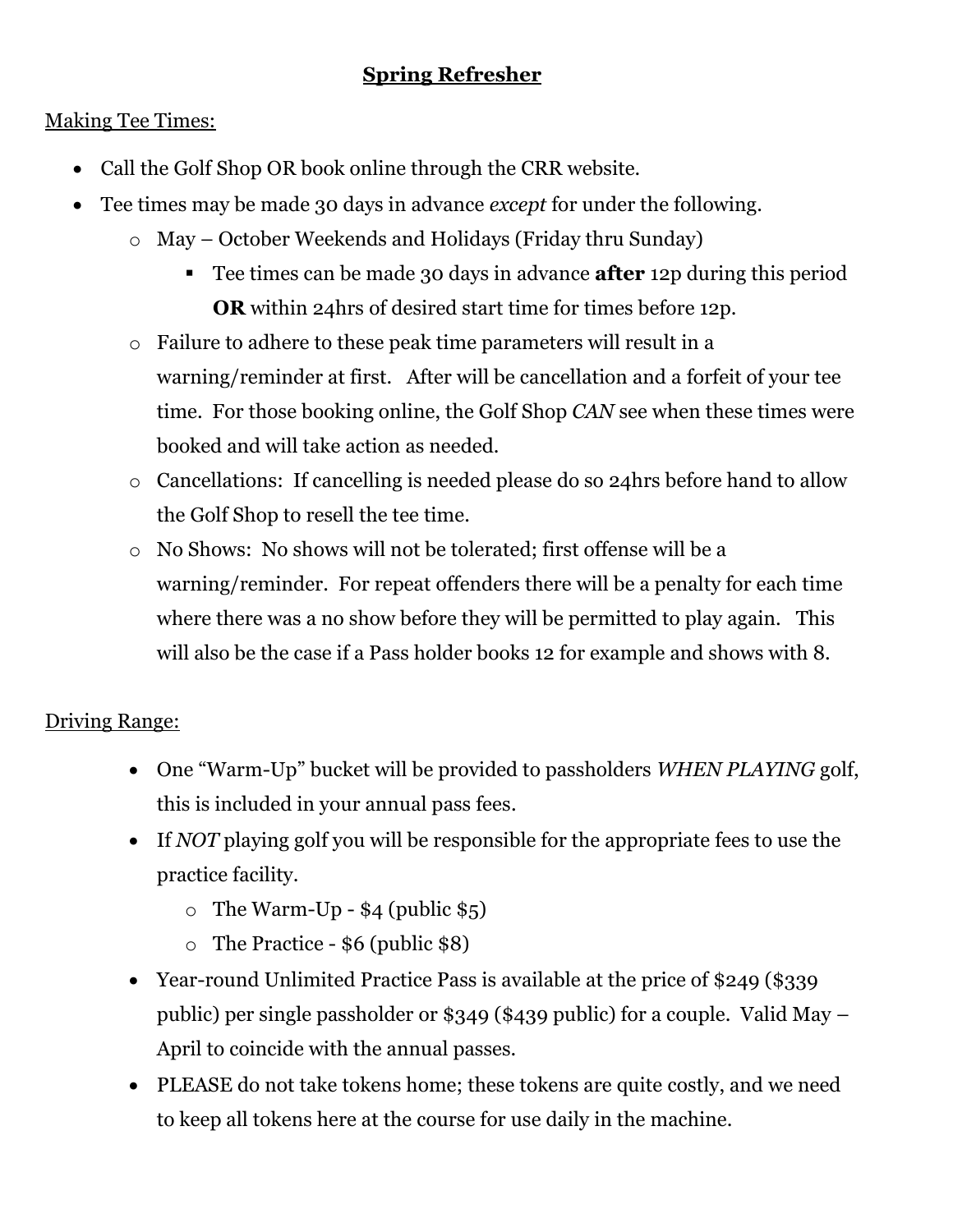## <u>Spring Refresher</u>

<u>Making Tee Times:</u>

- Call the Golf Shop OR book online through the CRR website.
- Tee times may be made 30 days in advance *except* for under the following.
  - May – October Weekends and Holidays (Friday thru Sunday)
    - Tee times can be made 30 days in advance **after** 12p during this period **OR** within 24hrs of desired start time for times before 12p.
  - Failure to adhere to these peak time parameters will result in a warning/reminder at first. After will be cancellation and a forfeit of your tee time. For those booking online, the Golf Shop *CAN* see when these times were booked and will take action as needed.
  - Cancellations: If cancelling is needed please do so 24hrs before hand to allow the Golf Shop to resell the tee time.
  - No Shows: No shows will not be tolerated; first offense will be a warning/reminder. For repeat offenders there will be a penalty for each time where there was a no show before they will be permitted to play again. This will also be the case if a Pass holder books 12 for example and shows with 8.

<u>Driving Range:</u>

- One "Warm-Up" bucket will be provided to passholders *WHEN PLAYING* golf, this is included in your annual pass fees.
- If *NOT* playing golf you will be responsible for the appropriate fees to use the practice facility.
  - The Warm-Up - $4 (public $5)
  - The Practice - $6 (public $8)
- Year-round Unlimited Practice Pass is available at the price of $249 ($339 public) per single passholder or $349 ($439 public) for a couple. Valid May – April to coincide with the annual passes.
- PLEASE do not take tokens home; these tokens are quite costly, and we need to keep all tokens here at the course for use daily in the machine.